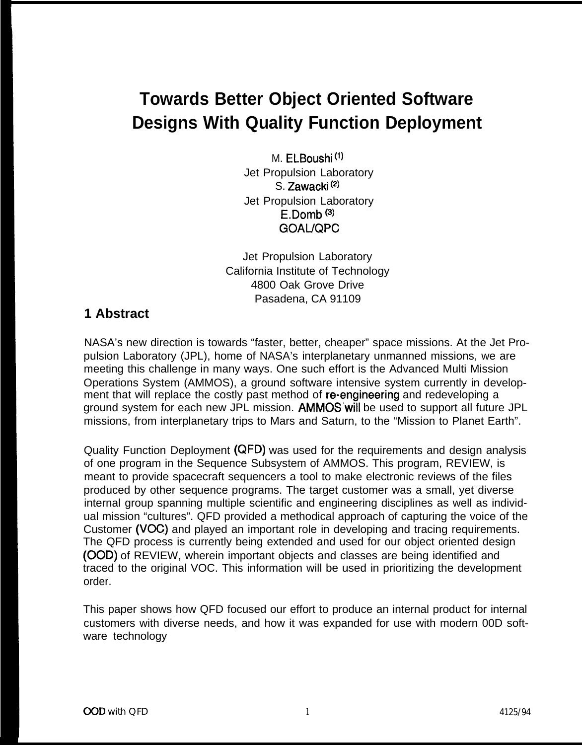# Towards Better Object Oriented Software Designs With Quality Function Deployment

M. ELBoushi [1]
Jet Propulsion Laboratory
S. Zawacki [2]
Jet Propulsion Laboratory
E.Domb [3]
GOAL/QPC

Jet Propulsion Laboratory
California Institute of Technology
4800 Oak Grove Drive
Pasadena, CA 91109

## 1 Abstract

NASA's new direction is towards "faster, better, cheaper" space missions. At the Jet Propulsion Laboratory (JPL), home of NASA's interplanetary unmanned missions, we are meeting this challenge in many ways. One such effort is the Advanced Multi Mission Operations System (AMMOS), a ground software intensive system currently in development that will replace the costly past method of re-engineering and redeveloping a ground system for each new JPL mission. AMMOS will be used to support all future JPL missions, from interplanetary trips to Mars and Saturn, to the "Mission to Planet Earth".

Quality Function Deployment (QFD) was used for the requirements and design analysis of one program in the Sequence Subsystem of AMMOS. This program, REVIEW, is meant to provide spacecraft sequencers a tool to make electronic reviews of the files produced by other sequence programs. The target customer was a small, yet diverse internal group spanning multiple scientific and engineering disciplines as well as individual mission "cultures". QFD provided a methodical approach of capturing the voice of the Customer (VOC) and played an important role in developing and tracing requirements. The QFD process is currently being extended and used for our object oriented design (OOD) of REVIEW, wherein important objects and classes are being identified and traced to the original VOC. This information will be used in prioritizing the development order.

This paper shows how QFD focused our effort to produce an internal product for internal customers with diverse needs, and how it was expanded for use with modern 00D software technology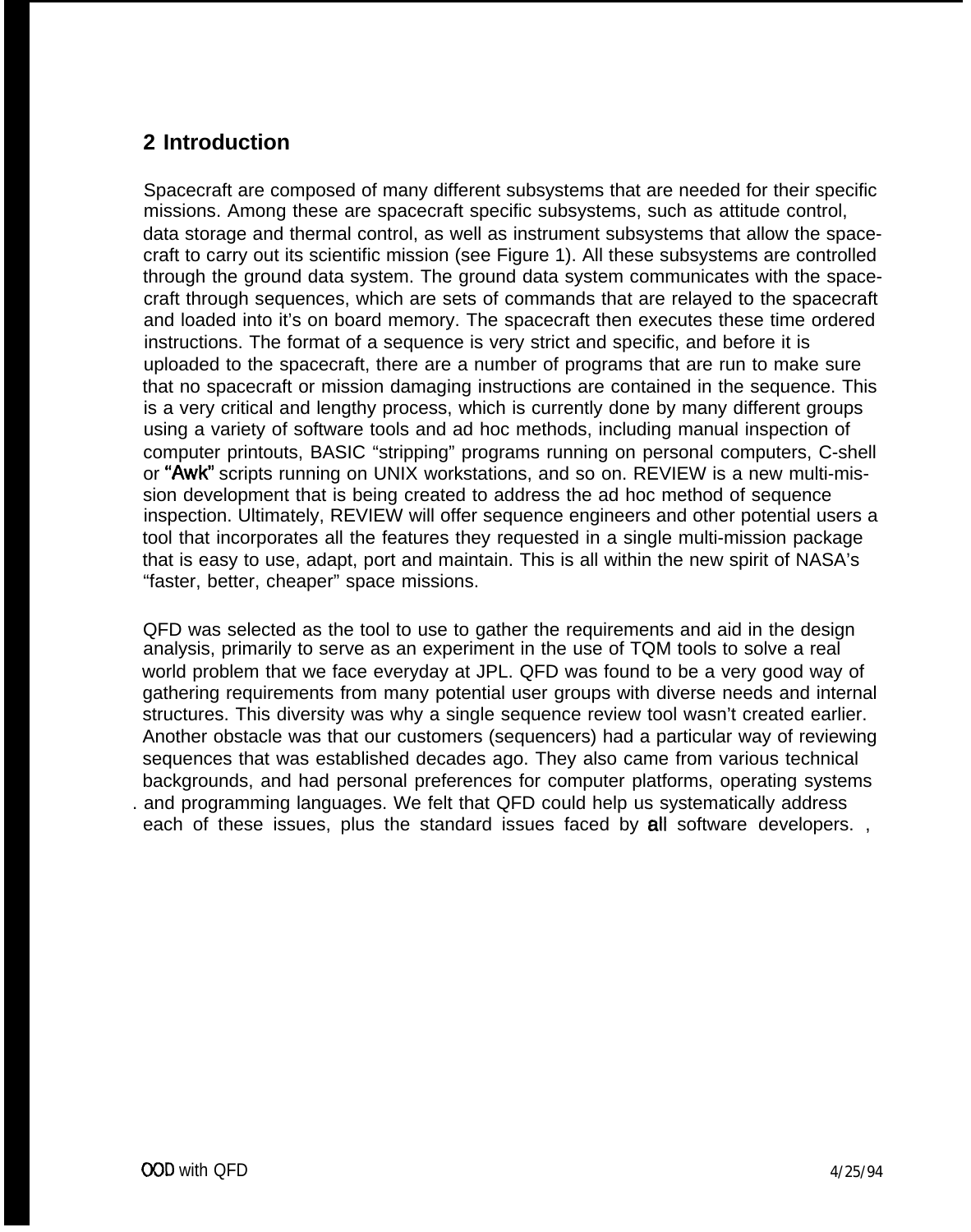## 2 Introduction

Spacecraft are composed of many different subsystems that are needed for their specific missions. Among these are spacecraft specific subsystems, such as attitude control, data storage and thermal control, as well as instrument subsystems that allow the spacecraft to carry out its scientific mission (see Figure 1). All these subsystems are controlled through the ground data system. The ground data system communicates with the spacecraft through sequences, which are sets of commands that are relayed to the spacecraft and loaded into it's on board memory. The spacecraft then executes these time ordered instructions. The format of a sequence is very strict and specific, and before it is uploaded to the spacecraft, there are a number of programs that are run to make sure that no spacecraft or mission damaging instructions are contained in the sequence. This is a very critical and lengthy process, which is currently done by many different groups using a variety of software tools and ad hoc methods, including manual inspection of computer printouts, BASIC "stripping" programs running on personal computers, C-shell or "Awk" scripts running on UNIX workstations, and so on. REVIEW is a new multi-mission development that is being created to address the ad hoc method of sequence inspection. Ultimately, REVIEW will offer sequence engineers and other potential users a tool that incorporates all the features they requested in a single multi-mission package that is easy to use, adapt, port and maintain. This is all within the new spirit of NASA's "faster, better, cheaper" space missions.

QFD was selected as the tool to use to gather the requirements and aid in the design analysis, primarily to serve as an experiment in the use of TQM tools to solve a real world problem that we face everyday at JPL. QFD was found to be a very good way of gathering requirements from many potential user groups with diverse needs and internal structures. This diversity was why a single sequence review tool wasn't created earlier. Another obstacle was that our customers (sequencers) had a particular way of reviewing sequences that was established decades ago. They also came from various technical backgrounds, and had personal preferences for computer platforms, operating systems and programming languages. We felt that QFD could help us systematically address each of these issues, plus the standard issues faced by all software developers.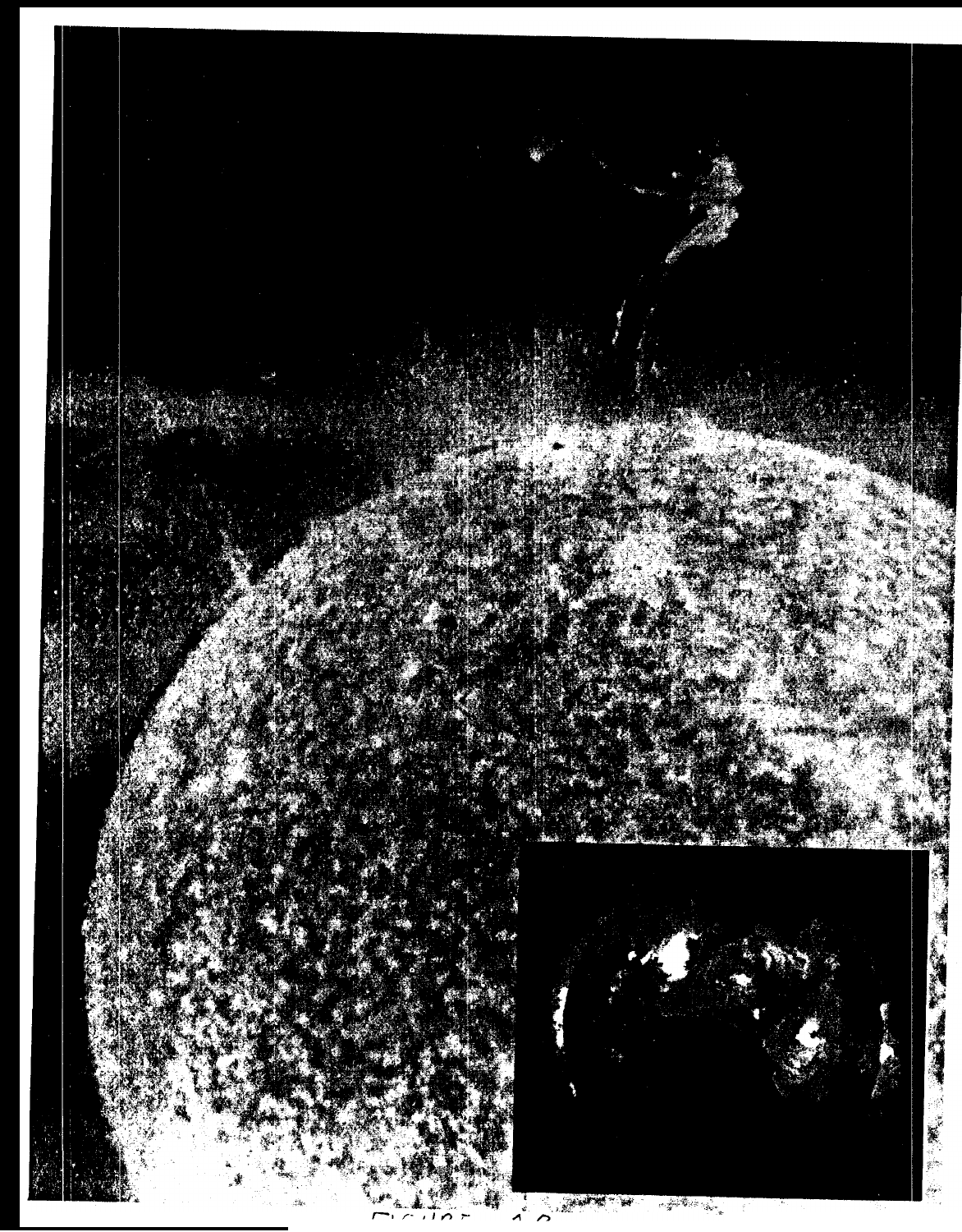FIGURE 1.2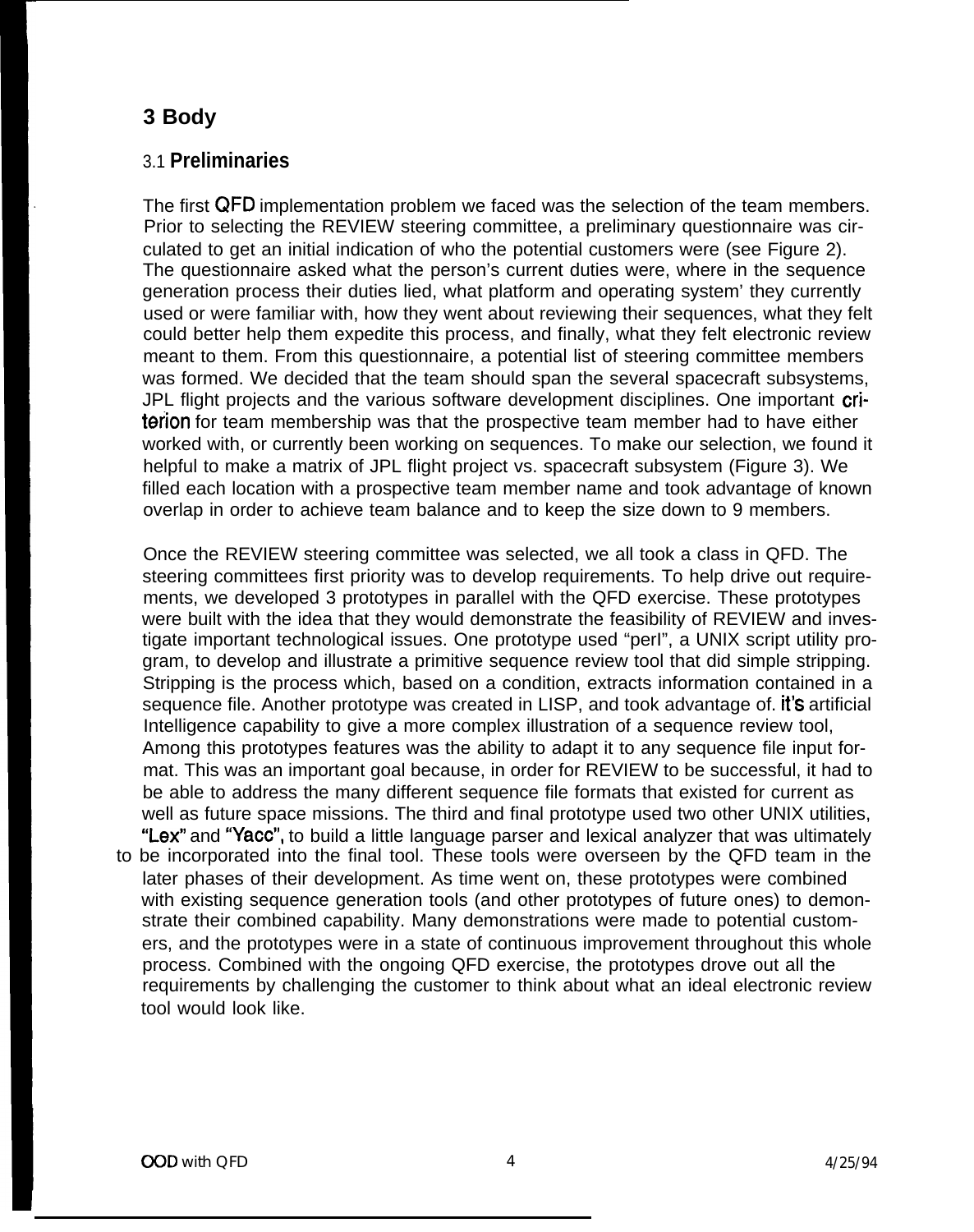# 3 Body

## 3.1 Preliminaries

The first QFD implementation problem we faced was the selection of the team members. Prior to selecting the REVIEW steering committee, a preliminary questionnaire was circulated to get an initial indication of who the potential customers were (see Figure 2). The questionnaire asked what the person's current duties were, where in the sequence generation process their duties lied, what platform and operating system' they currently used or were familiar with, how they went about reviewing their sequences, what they felt could better help them expedite this process, and finally, what they felt electronic review meant to them. From this questionnaire, a potential list of steering committee members was formed. We decided that the team should span the several spacecraft subsystems, JPL flight projects and the various software development disciplines. One important criterion for team membership was that the prospective team member had to have either worked with, or currently been working on sequences. To make our selection, we found it helpful to make a matrix of JPL flight project vs. spacecraft subsystem (Figure 3). We filled each location with a prospective team member name and took advantage of known overlap in order to achieve team balance and to keep the size down to 9 members.

Once the REVIEW steering committee was selected, we all took a class in QFD. The steering committees first priority was to develop requirements. To help drive out requirements, we developed 3 prototypes in parallel with the QFD exercise. These prototypes were built with the idea that they would demonstrate the feasibility of REVIEW and investigate important technological issues. One prototype used "perl", a UNIX script utility program, to develop and illustrate a primitive sequence review tool that did simple stripping. Stripping is the process which, based on a condition, extracts information contained in a sequence file. Another prototype was created in LISP, and took advantage of. it's artificial Intelligence capability to give a more complex illustration of a sequence review tool, Among this prototypes features was the ability to adapt it to any sequence file input format. This was an important goal because, in order for REVIEW to be successful, it had to be able to address the many different sequence file formats that existed for current as well as future space missions. The third and final prototype used two other UNIX utilities, "Lex" and "Yacc", to build a little language parser and lexical analyzer that was ultimately to be incorporated into the final tool. These tools were overseen by the QFD team in the later phases of their development. As time went on, these prototypes were combined with existing sequence generation tools (and other prototypes of future ones) to demonstrate their combined capability. Many demonstrations were made to potential customers, and the prototypes were in a state of continuous improvement throughout this whole process. Combined with the ongoing QFD exercise, the prototypes drove out all the requirements by challenging the customer to think about what an ideal electronic review tool would look like.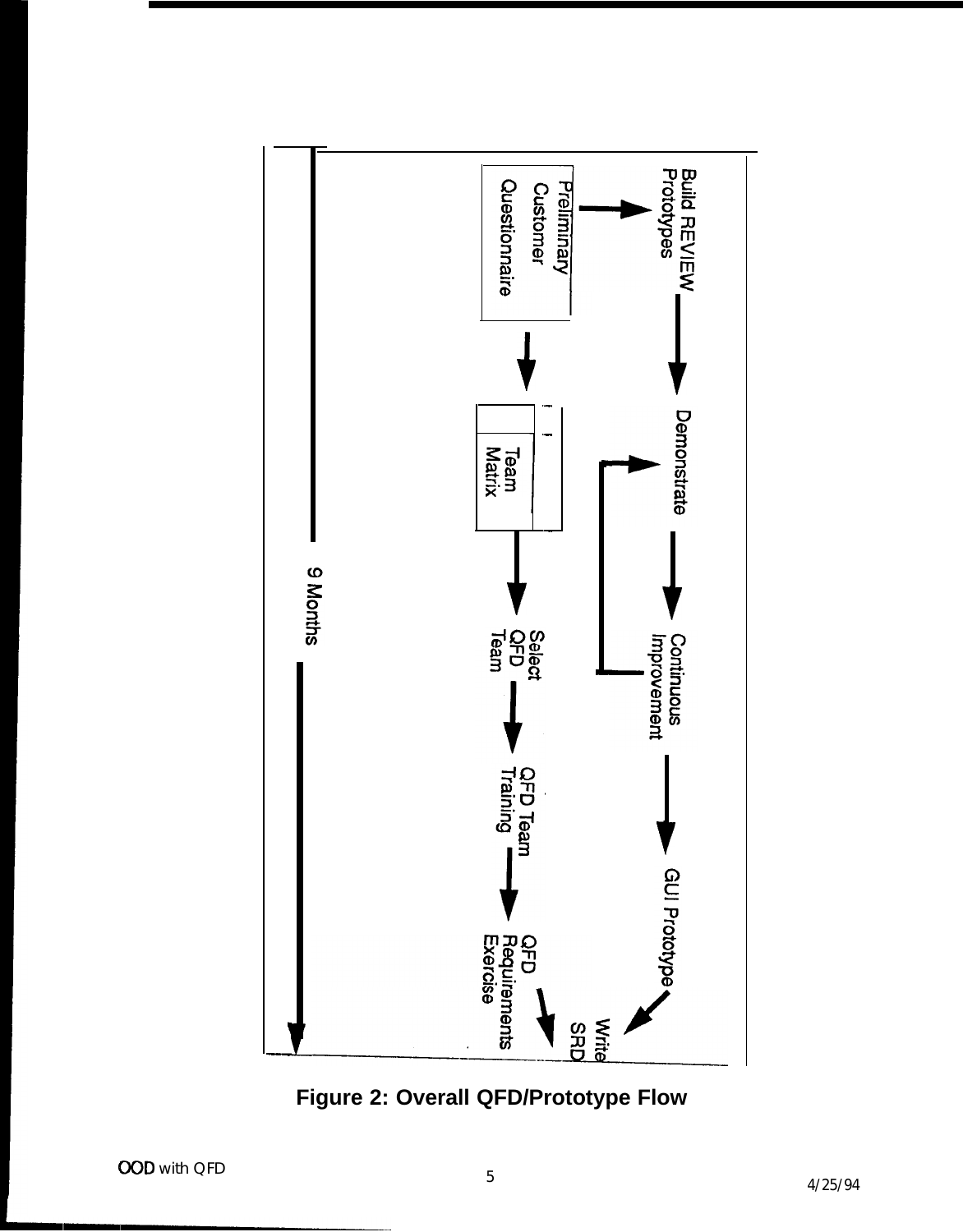Build REVIEW Prototypes

Preliminary Customer Questionnaire

Demonstrate

Team Matrix

Continuous Improvement

Select QFD Team

QFD Team Training

GUI Prototype

QFD Requirements Exercise

Write SRD

9 Months

**Figure 2: Overall QFD/Prototype Flow**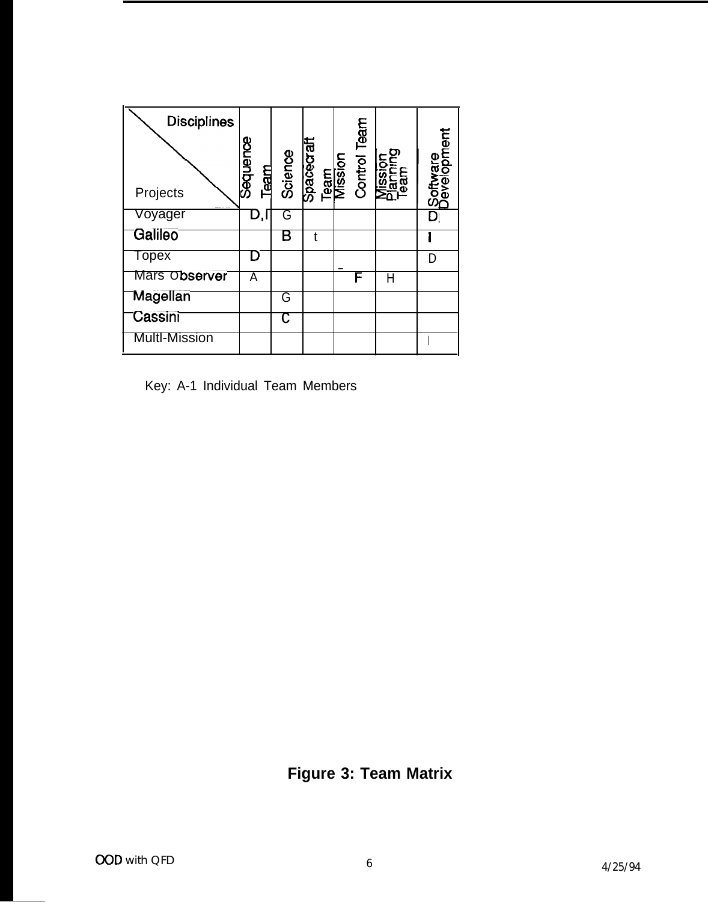| Projects \ Disciplines | Sequence Team | Science | Spacecraft Team | Mission Control Team | Mission Planning Team | Software Development |
|---|---|---|---|---|---|---|
| Voyager | D, I | G | | | | D, I |
| Galileo | | B | t | | | I |
| Topex | D | | | _ | | D |
| Mars Observer | A | | | F | H | |
| Magellan | | G | | | | |
| Cassini | | C | | | | |
| Multl-Mission | | | | | | I |

Key: A-1 Individual Team Members

**Figure 3: Team Matrix**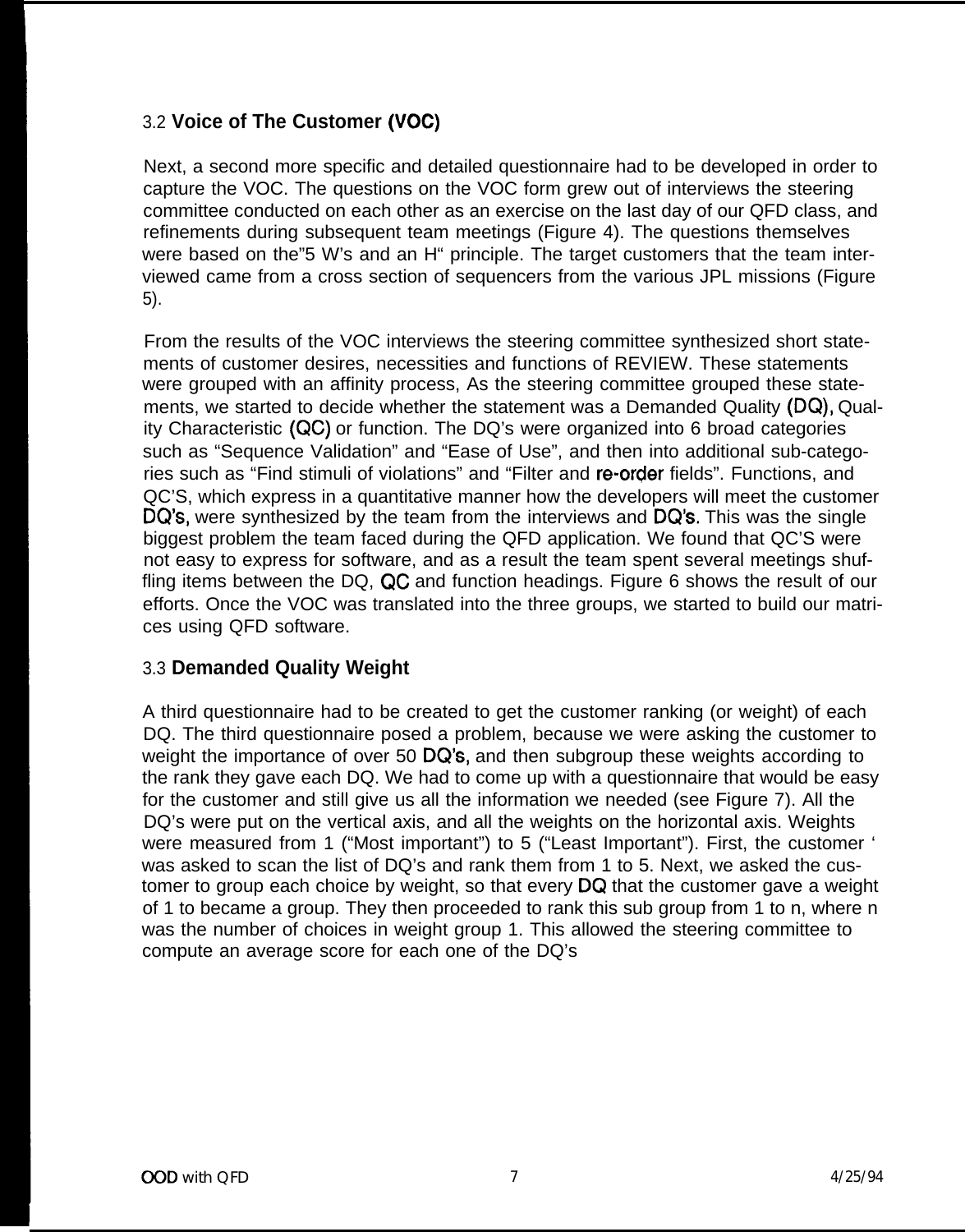### 3.2 **Voice of The Customer (VOC)**

Next, a second more specific and detailed questionnaire had to be developed in order to capture the VOC. The questions on the VOC form grew out of interviews the steering committee conducted on each other as an exercise on the last day of our QFD class, and refinements during subsequent team meetings (Figure 4). The questions themselves were based on the"5 W's and an H" principle. The target customers that the team interviewed came from a cross section of sequencers from the various JPL missions (Figure 5).

From the results of the VOC interviews the steering committee synthesized short statements of customer desires, necessities and functions of REVIEW. These statements were grouped with an affinity process, As the steering committee grouped these statements, we started to decide whether the statement was a Demanded Quality (DQ), Quality Characteristic (QC) or function. The DQ's were organized into 6 broad categories such as "Sequence Validation" and "Ease of Use", and then into additional sub-categories such as "Find stimuli of violations" and "Filter and re-order fields". Functions, and QC'S, which express in a quantitative manner how the developers will meet the customer DQ's, were synthesized by the team from the interviews and DQ's. This was the single biggest problem the team faced during the QFD application. We found that QC'S were not easy to express for software, and as a result the team spent several meetings shuffling items between the DQ, QC and function headings. Figure 6 shows the result of our efforts. Once the VOC was translated into the three groups, we started to build our matrices using QFD software.

### 3.3 **Demanded Quality Weight**

A third questionnaire had to be created to get the customer ranking (or weight) of each DQ. The third questionnaire posed a problem, because we were asking the customer to weight the importance of over 50 DQ's, and then subgroup these weights according to the rank they gave each DQ. We had to come up with a questionnaire that would be easy for the customer and still give us all the information we needed (see Figure 7). All the DQ's were put on the vertical axis, and all the weights on the horizontal axis. Weights were measured from 1 ("Most important") to 5 ("Least Important"). First, the customer ' was asked to scan the list of DQ's and rank them from 1 to 5. Next, we asked the customer to group each choice by weight, so that every DQ that the customer gave a weight of 1 to became a group. They then proceeded to rank this sub group from 1 to n, where n was the number of choices in weight group 1. This allowed the steering committee to compute an average score for each one of the DQ's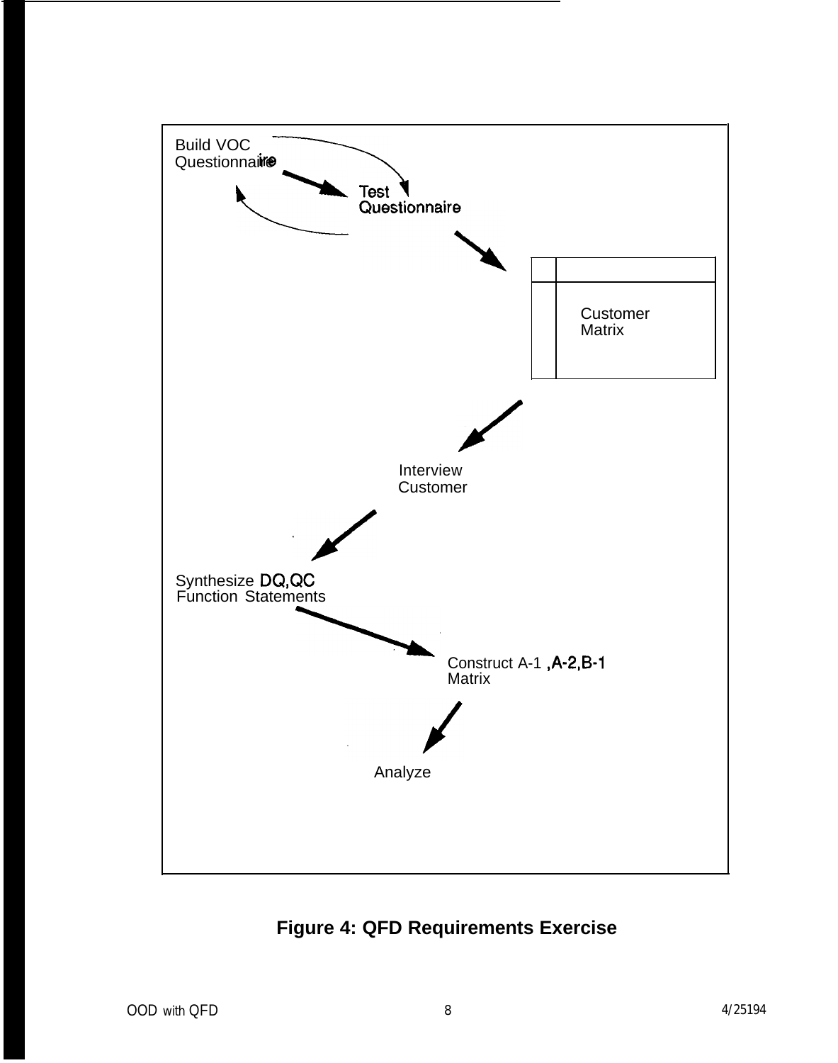Build VOC Questionnaire

Test Questionnaire

Customer Matrix

Interview Customer

Synthesize DQ,QC Function Statements

Construct A-1 ,A-2,B-1 Matrix

Analyze

**Figure 4: QFD Requirements Exercise**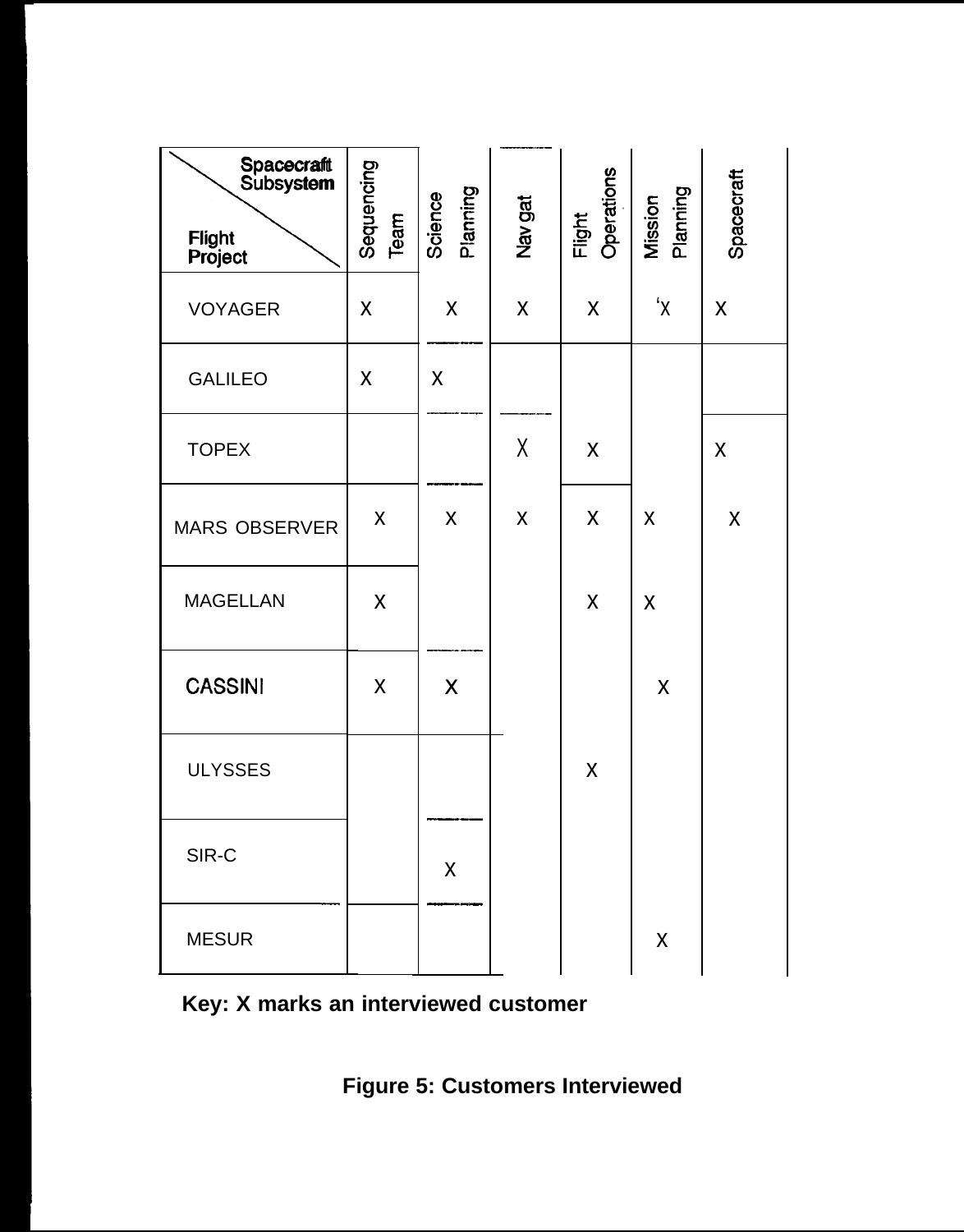| Flight Project \ Spacecraft Subsystem | Sequencing Team | Science Planning | Nav gat | Flight Operations | Mission Planning | Spacecraft |
|---|---|---|---|---|---|---|
| VOYAGER | X | X | X | X | X | X |
| GALILEO | X | X | | | | |
| TOPEX | | | X | X | | X |
| MARS OBSERVER | X | X | X | X | X | X |
| MAGELLAN | X | | | X | X | |
| CASSINI | X | X | | | X | |
| ULYSSES | | | | X | | |
| SIR-C | | X | | | | |
| MESUR | | | | | X | |

**Key: X marks an interviewed customer**

**Figure 5: Customers Interviewed**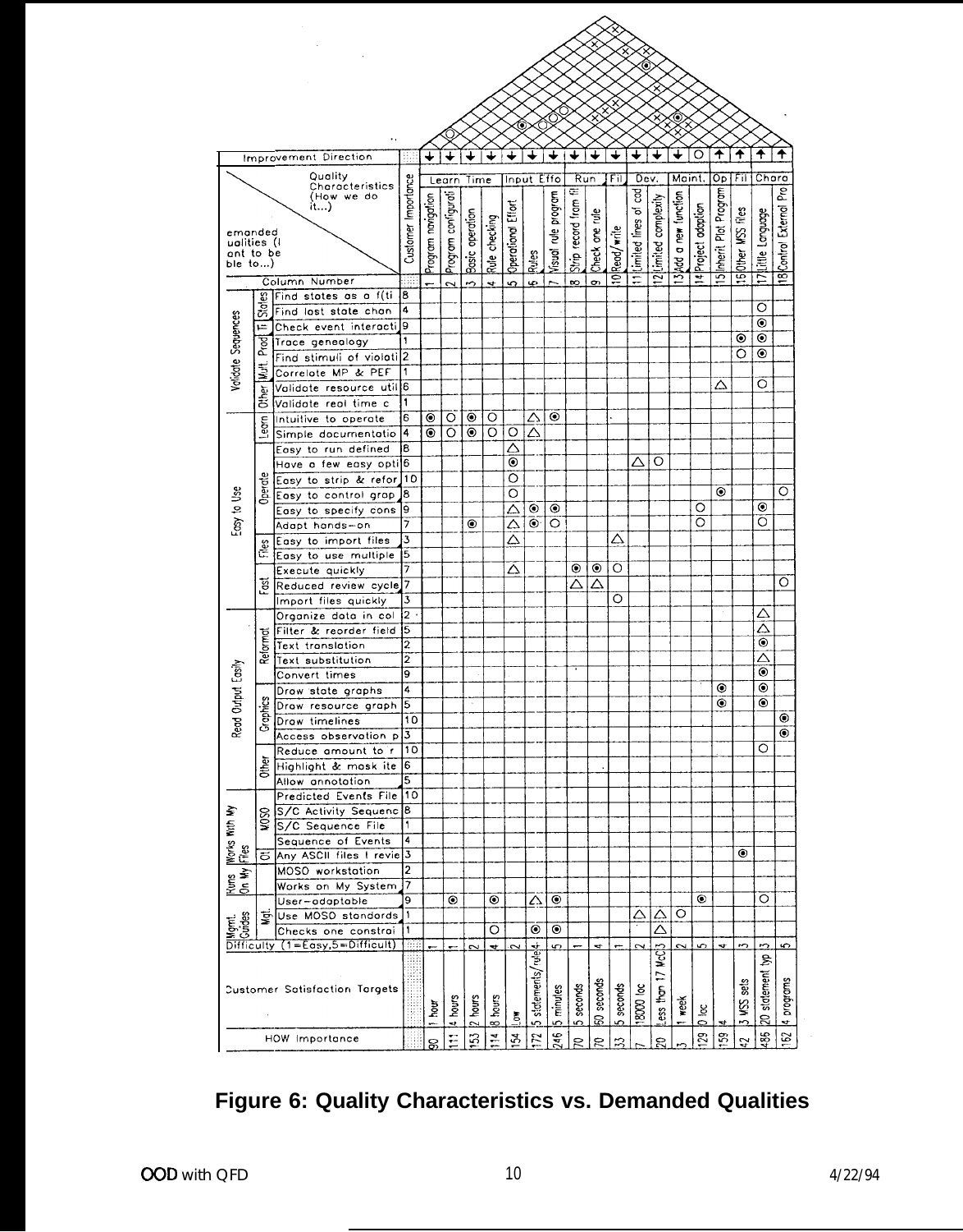| | | Quality Characteristics (How we do it...) / Demanded Qualities (I want to be able to...) | Customer Importance | Learn Time: 1 Program navigation | Learn Time: 2 Program configurati | Learn Time: 3 Basic operation | Learn Time: 4 Rule checking | Input Effo: 5 Operational Effort | Input Effo: 6 Rules | Input Effo: 7 Visual rule program | Run: 8 Strip record from fil | Run: 9 Check one rule | Fil: 10 Read/write | Dev.: 11 Limited lines of cod | Dev.: 12 Limited complexity | Maint.: 13 Add a new function | Maint.: 14 Project adaption | Op: 15 Inherit Plot Program | Fil: 16 Other MSS files | Chara: 17 Little Language | Chara: 18 Control External Pro |
|---|---|---|---|---|---|---|---|---|---|---|---|---|---|---|---|---|---|---|---|---|---|
| | | Improvement Direction | | ↓ | ↓ | ↓ | ↓ | ↓ | ↓ | ↓ | ↓ | ↓ | ↓ | ↓ | ↓ | ↓ | ○ | ↑ | ↑ | ↑ | ↑ |
| Validate Sequences | States | Find states as a f(ti | 8 | | | | | | | | | | | | | | | | | | |
| | States | Find last state chan | 4 | | | | | | | | | | | | | | | | | ○ | |
| | Ti | Check event interacti | 9 | | | | | | | | | | | | | | | | | ◉ | |
| | Prod | Trace genealogy | 1 | | | | | | | | | | | | | | | | ◉ | ◉ | |
| | Prod | Find stimuli of violati | 2 | | | | | | | | | | | | | | | | ○ | ◉ | |
| | Mult. | Correlate MP & PEF | 1 | | | | | | | | | | | | | | | | | | |
| | Other | Validate resource util | 6 | | | | | | | | | | | | | | | △ | | ○ | |
| | Other | Validate real time c | 1 | | | | | | | | | | | | | | | | | | |
| Easy to Use | Learn | Intuitive to operate | 6 | ◉ | ○ | ◉ | ○ | | △ | ◉ | | | | | | | | | | | |
| | Learn | Simple documentatio | 4 | ◉ | ○ | ◉ | ○ | ○ | △ | | | | | | | | | | | | |
| | Operate | Easy to run defined | 8 | | | | | △ | | | | | | | | | | | | | |
| | Operate | Have a few easy opti | 6 | | | | | ◉ | | | | | | △ | ○ | | | | | | |
| | Operate | Easy to strip & refor | 10 | | | | | ○ | | | | | | | | | | | | | |
| | Operate | Easy to control grap | 8 | | | | | ○ | | | | | | | | | | ◉ | | | ○ |
| | Operate | Easy to specify cons | 9 | | | | | △ | ◉ | ◉ | | | | | | | ○ | | | ◉ | |
| | Operate | Adapt hands-on | 7 | | | ◉ | | △ | ◉ | ○ | | | | | | | ○ | | | ○ | |
| | Files | Easy to import files | 3 | | | | | △ | | | | | △ | | | | | | | | |
| | Files | Easy to use multiple | 5 | | | | | | | | | | | | | | | | | | |
| | Fast | Execute quickly | 7 | | | | | △ | | | ◉ | ◉ | ○ | | | | | | | | |
| | Fast | Reduced review cycle | 7 | | | | | | | | △ | △ | | | | | | | | | ○ |
| | Fast | Import files quickly | 3 | | | | | | | | | | ○ | | | | | | | | |
| Read Output Easily | Reformat | Organize data in col | 2 | | | | | | | | | | | | | | | | | △ | |
| | Reformat | Filter & reorder field | 5 | | | | | | | | | | | | | | | | | △ | |
| | Reformat | Text translation | 2 | | | | | | | | | | | | | | | | | ◉ | |
| | Reformat | Text substitution | 2 | | | | | | | | | | | | | | | | | △ | |
| | Reformat | Convert times | 9 | | | | | | | | | | | | | | | | | ◉ | |
| | Graphics | Draw state graphs | 4 | | | | | | | | | | | | | | | ◉ | | ◉ | |
| | Graphics | Draw resource graph | 5 | | | | | | | | | | | | | | | ◉ | | ◉ | |
| | Graphics | Draw timelines | 10 | | | | | | | | | | | | | | | | | | ◉ |
| | Graphics | Access observation p | 3 | | | | | | | | | | | | | | | | | | ◉ |
| | Other | Reduce amount to r | 10 | | | | | | | | | | | | | | | | | ○ | |
| | Other | Highlight & mask ite | 6 | | | | | | | | | | | | | | | | | | |
| | Other | Allow annotation | 5 | | | | | | | | | | | | | | | | | | |
| Works With My Files | MOSO | Predicted Events File | 10 | | | | | | | | | | | | | | | | | | |
| | MOSO | S/C Activity Sequenc | 8 | | | | | | | | | | | | | | | | | | |
| | MOSO | S/C Sequence File | 1 | | | | | | | | | | | | | | | | | | |
| | MOSO | Sequence of Events | 4 | | | | | | | | | | | | | | | | | | |
| | Ot | Any ASCII files I revie | 3 | | | | | | | | | | | | | | | | ◉ | | |
| Runs On My System | | MOSO workstation | 2 | | | | | | | | | | | | | | | | | | |
| | | Works on My System | 7 | | | | | | | | | | | | | | | | | | |
| Mgmt. Guides | Mgt. | User-adaptable | 9 | | ◉ | | ◉ | | △ | ◉ | | | | | | | ◉ | | | ○ | |
| | Mgt. | Use MOSO standards | 1 | | | | | | | | | | | △ | △ | ○ | | | | | |
| | Mgt. | Checks one constrai | 1 | | | | ○ | | ◉ | ◉ | | | | | △ | | | | | | |
| | | Difficulty (1=Easy, 5=Difficult) | | 1 | 1 | 2 | 4 | 2 | 4 | 5 | 1 | 4 | 1 | 2 | 3 | 2 | 5 | 4 | 3 | 3 | 5 |
| | | Customer Satisfaction Targets | | 1 hour | 4 hours | 2 hours | 8 hours | Low | 5 statements/rule | 5 minutes | 5 seconds | 60 seconds | 5 seconds | 18000 loc | Less than 17 McC | 1 week | 0 loc | 4 | 3 MSS sets | 20 statement typ | 4 programs |
| | | HOW Importance | | 90 | 111 | 153 | 114 | 154 | 172 | 246 | 70 | 70 | 33 | 7 | 20 | 3 | 129 | 159 | 42 | 486 | 162 |

**Figure 6: Quality Characteristics vs. Demanded Qualities**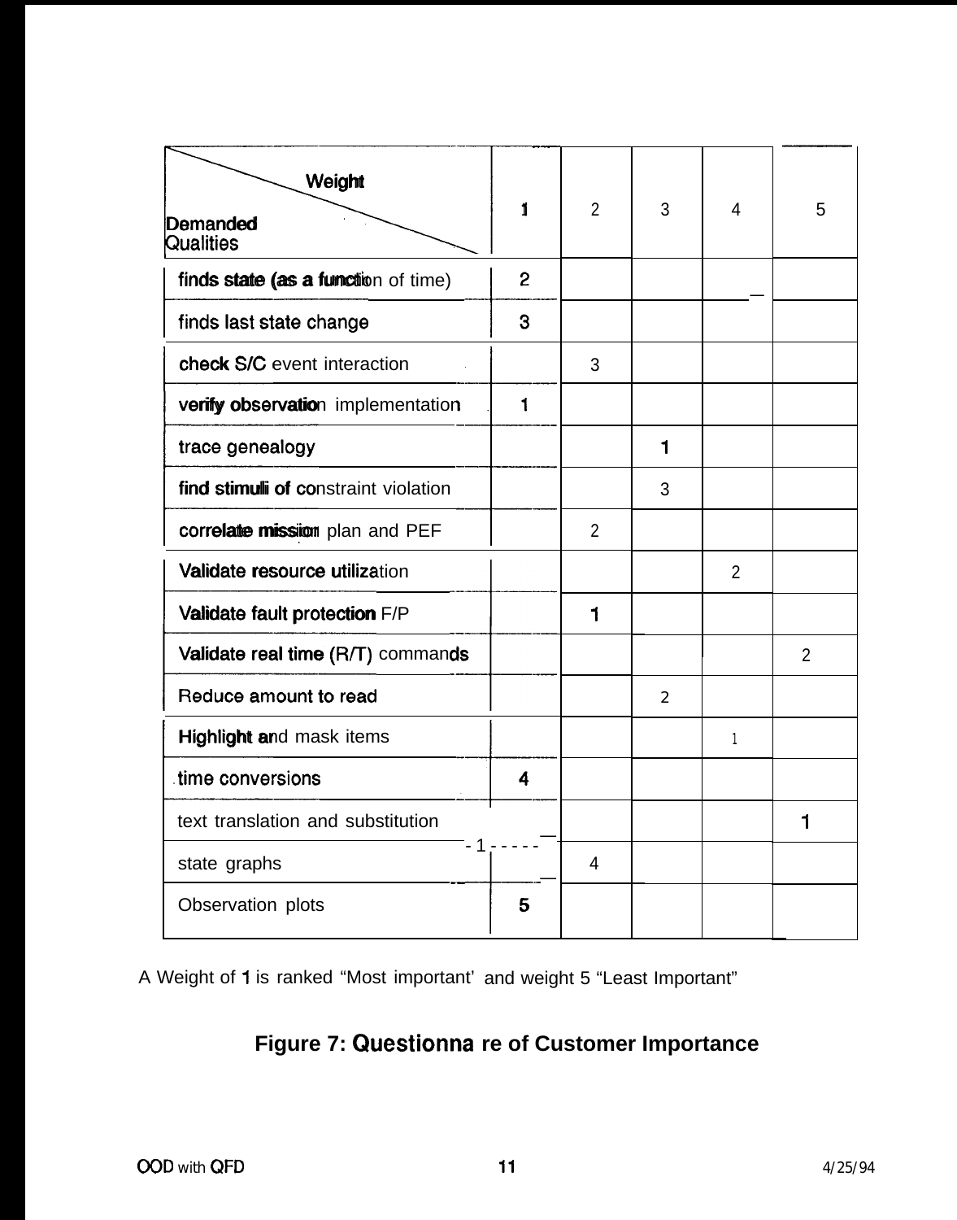| Demanded Qualities \ Weight | 1 | 2 | 3 | 4 | 5 |
|---|---|---|---|---|---|
| finds state (as a function of time) | 2 | | | | |
| finds last state change | 3 | | | | |
| check S/C event interaction | | 3 | | | |
| verify observation implementation | 1 | | | | |
| trace genealogy | | | 1 | | |
| find stimuli of constraint violation | | | 3 | | |
| correlate mission plan and PEF | | 2 | | | |
| Validate resource utilization | | | | 2 | |
| Validate fault protection F/P | | 1 | | | |
| Validate real time (R/T) commands | | | | | 2 |
| Reduce amount to read | | | 2 | | |
| Highlight and mask items | | | | 1 | |
| time conversions | 4 | | | | |
| text translation and substitution | | | | | 1 |
| state graphs | | 4 | | | |
| Observation plots | 5 | | | | |

A Weight of 1 is ranked "Most important' and weight 5 "Least Important"

**Figure 7: Questionna re of Customer Importance**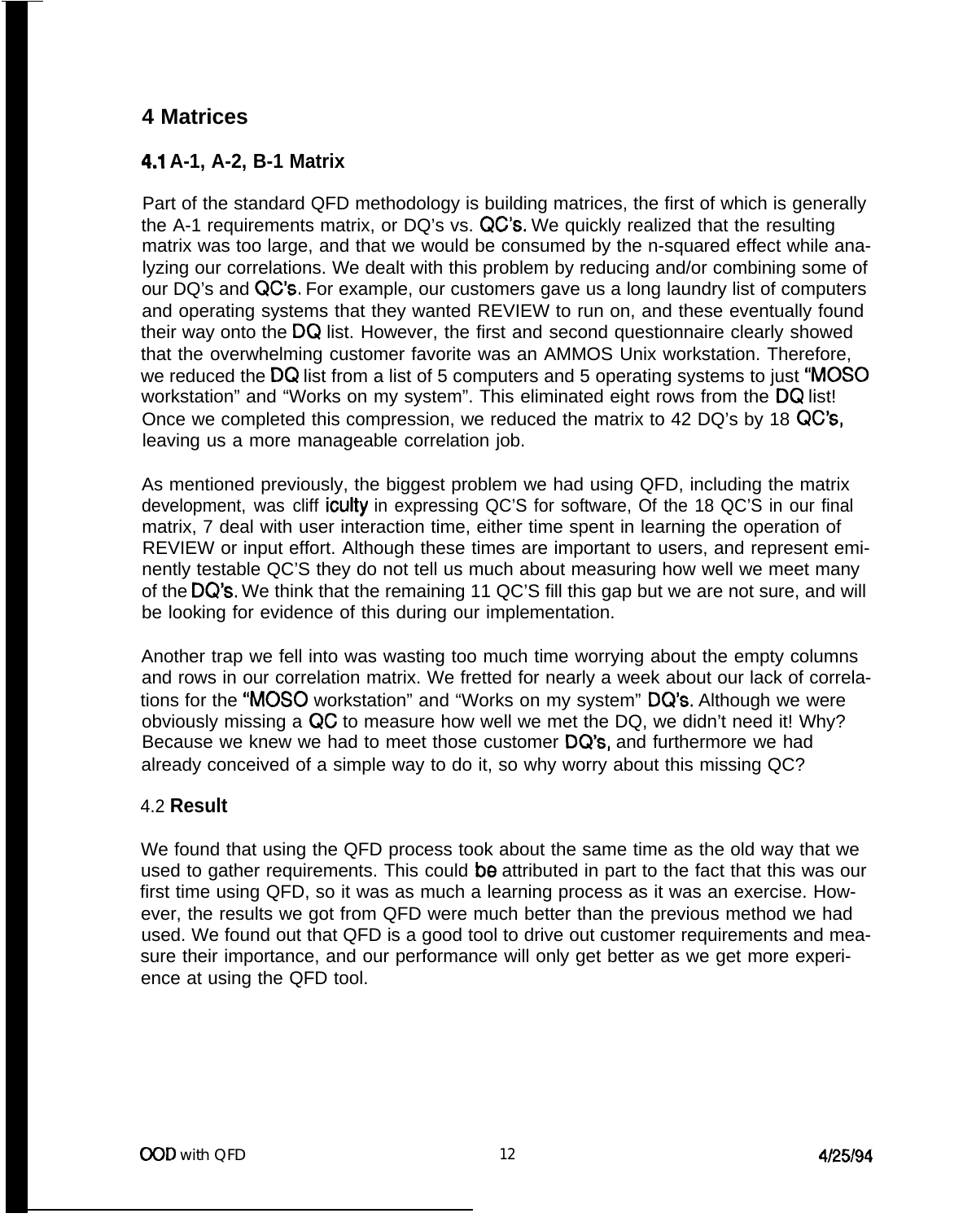# 4 Matrices

## 4.1 A-1, A-2, B-1 Matrix

Part of the standard QFD methodology is building matrices, the first of which is generally the A-1 requirements matrix, or DQ's vs. QC's. We quickly realized that the resulting matrix was too large, and that we would be consumed by the n-squared effect while analyzing our correlations. We dealt with this problem by reducing and/or combining some of our DQ's and QC's. For example, our customers gave us a long laundry list of computers and operating systems that they wanted REVIEW to run on, and these eventually found their way onto the DQ list. However, the first and second questionnaire clearly showed that the overwhelming customer favorite was an AMMOS Unix workstation. Therefore, we reduced the DQ list from a list of 5 computers and 5 operating systems to just "MOSO workstation" and "Works on my system". This eliminated eight rows from the DQ list! Once we completed this compression, we reduced the matrix to 42 DQ's by 18 QC's, leaving us a more manageable correlation job.

As mentioned previously, the biggest problem we had using QFD, including the matrix development, was cliff iculty in expressing QC'S for software, Of the 18 QC'S in our final matrix, 7 deal with user interaction time, either time spent in learning the operation of REVIEW or input effort. Although these times are important to users, and represent eminently testable QC'S they do not tell us much about measuring how well we meet many of the DQ's. We think that the remaining 11 QC'S fill this gap but we are not sure, and will be looking for evidence of this during our implementation.

Another trap we fell into was wasting too much time worrying about the empty columns and rows in our correlation matrix. We fretted for nearly a week about our lack of correlations for the "MOSO workstation" and "Works on my system" DQ's. Although we were obviously missing a QC to measure how well we met the DQ, we didn't need it! Why? Because we knew we had to meet those customer DQ's, and furthermore we had already conceived of a simple way to do it, so why worry about this missing QC?

## 4.2 Result

We found that using the QFD process took about the same time as the old way that we used to gather requirements. This could be attributed in part to the fact that this was our first time using QFD, so it was as much a learning process as it was an exercise. However, the results we got from QFD were much better than the previous method we had used. We found out that QFD is a good tool to drive out customer requirements and measure their importance, and our performance will only get better as we get more experience at using the QFD tool.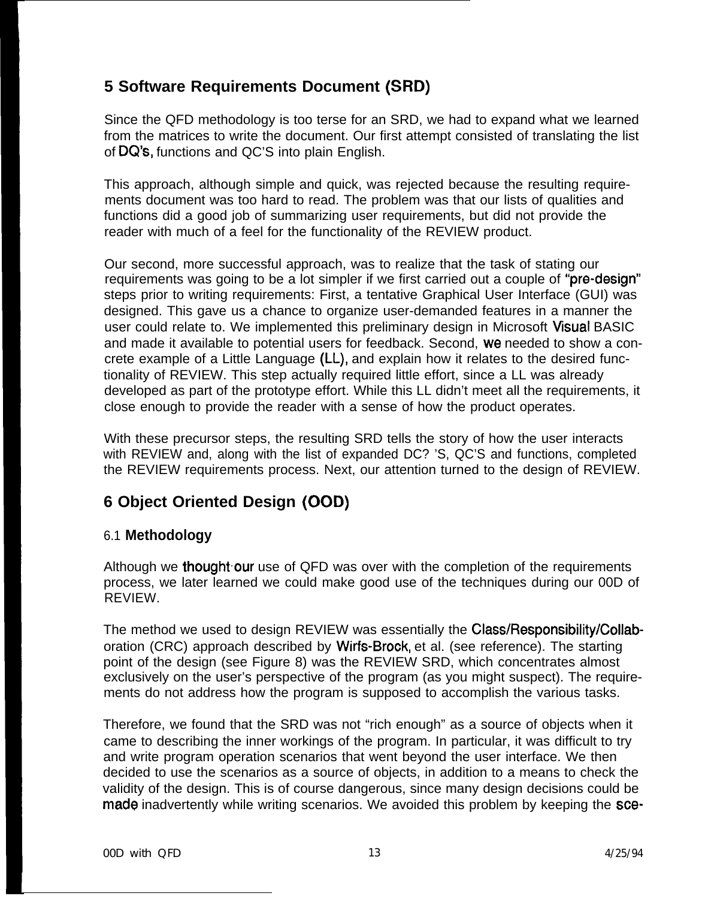## 5 Software Requirements Document (SRD)

Since the QFD methodology is too terse for an SRD, we had to expand what we learned from the matrices to write the document. Our first attempt consisted of translating the list of DQ's, functions and QC'S into plain English.

This approach, although simple and quick, was rejected because the resulting requirements document was too hard to read. The problem was that our lists of qualities and functions did a good job of summarizing user requirements, but did not provide the reader with much of a feel for the functionality of the REVIEW product.

Our second, more successful approach, was to realize that the task of stating our requirements was going to be a lot simpler if we first carried out a couple of "pre-design" steps prior to writing requirements: First, a tentative Graphical User Interface (GUI) was designed. This gave us a chance to organize user-demanded features in a manner the user could relate to. We implemented this preliminary design in Microsoft Visual BASIC and made it available to potential users for feedback. Second, we needed to show a concrete example of a Little Language (LL), and explain how it relates to the desired functionality of REVIEW. This step actually required little effort, since a LL was already developed as part of the prototype effort. While this LL didn't meet all the requirements, it close enough to provide the reader with a sense of how the product operates.

With these precursor steps, the resulting SRD tells the story of how the user interacts with REVIEW and, along with the list of expanded DC? 'S, QC'S and functions, completed the REVIEW requirements process. Next, our attention turned to the design of REVIEW.

## 6 Object Oriented Design (OOD)

### 6.1 Methodology

Although we thought our use of QFD was over with the completion of the requirements process, we later learned we could make good use of the techniques during our 00D of REVIEW.

The method we used to design REVIEW was essentially the Class/Responsibility/Collaboration (CRC) approach described by Wirfs-Brock, et al. (see reference). The starting point of the design (see Figure 8) was the REVIEW SRD, which concentrates almost exclusively on the user's perspective of the program (as you might suspect). The requirements do not address how the program is supposed to accomplish the various tasks.

Therefore, we found that the SRD was not "rich enough" as a source of objects when it came to describing the inner workings of the program. In particular, it was difficult to try and write program operation scenarios that went beyond the user interface. We then decided to use the scenarios as a source of objects, in addition to a means to check the validity of the design. This is of course dangerous, since many design decisions could be made inadvertently while writing scenarios. We avoided this problem by keeping the sce-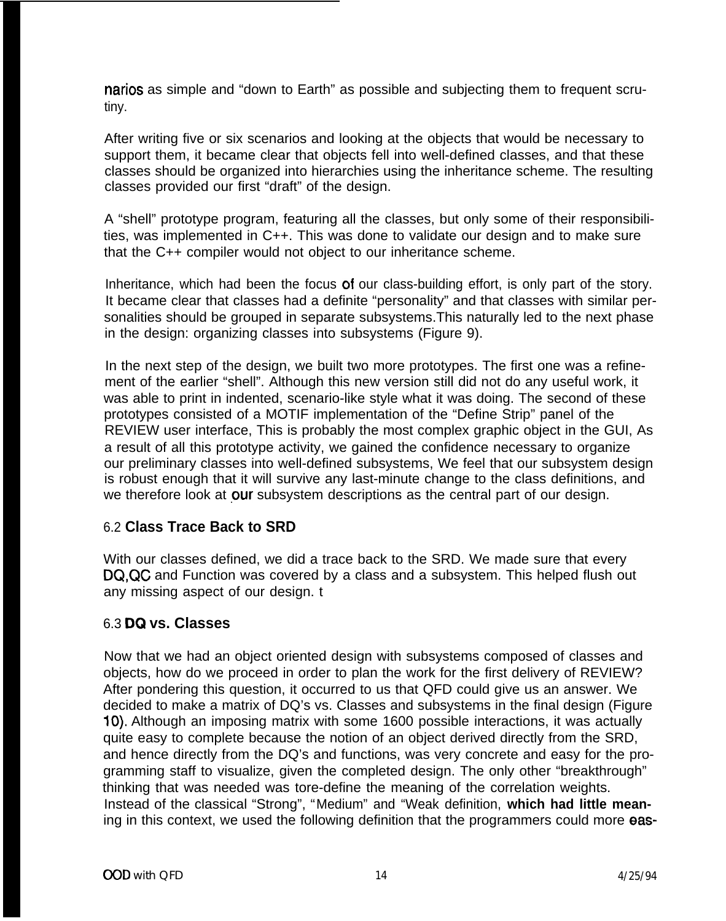narios as simple and "down to Earth" as possible and subjecting them to frequent scrutiny.

After writing five or six scenarios and looking at the objects that would be necessary to support them, it became clear that objects fell into well-defined classes, and that these classes should be organized into hierarchies using the inheritance scheme. The resulting classes provided our first "draft" of the design.

A "shell" prototype program, featuring all the classes, but only some of their responsibilities, was implemented in C++. This was done to validate our design and to make sure that the C++ compiler would not object to our inheritance scheme.

Inheritance, which had been the focus of our class-building effort, is only part of the story. It became clear that classes had a definite "personality" and that classes with similar personalities should be grouped in separate subsystems.This naturally led to the next phase in the design: organizing classes into subsystems (Figure 9).

In the next step of the design, we built two more prototypes. The first one was a refinement of the earlier "shell". Although this new version still did not do any useful work, it was able to print in indented, scenario-like style what it was doing. The second of these prototypes consisted of a MOTIF implementation of the "Define Strip" panel of the REVIEW user interface, This is probably the most complex graphic object in the GUI, As a result of all this prototype activity, we gained the confidence necessary to organize our preliminary classes into well-defined subsystems, We feel that our subsystem design is robust enough that it will survive any last-minute change to the class definitions, and we therefore look at our subsystem descriptions as the central part of our design.

### 6.2 Class Trace Back to SRD

With our classes defined, we did a trace back to the SRD. We made sure that every DQ,QC and Function was covered by a class and a subsystem. This helped flush out any missing aspect of our design. t

### 6.3 DQ vs. Classes

Now that we had an object oriented design with subsystems composed of classes and objects, how do we proceed in order to plan the work for the first delivery of REVIEW? After pondering this question, it occurred to us that QFD could give us an answer. We decided to make a matrix of DQ's vs. Classes and subsystems in the final design (Figure 10). Although an imposing matrix with some 1600 possible interactions, it was actually quite easy to complete because the notion of an object derived directly from the SRD, and hence directly from the DQ's and functions, was very concrete and easy for the programming staff to visualize, given the completed design. The only other "breakthrough" thinking that was needed was tore-define the meaning of the correlation weights. Instead of the classical "Strong", "Medium" and "Weak definition, **which had little meaning** in this context, we used the following definition that the programmers could more eas-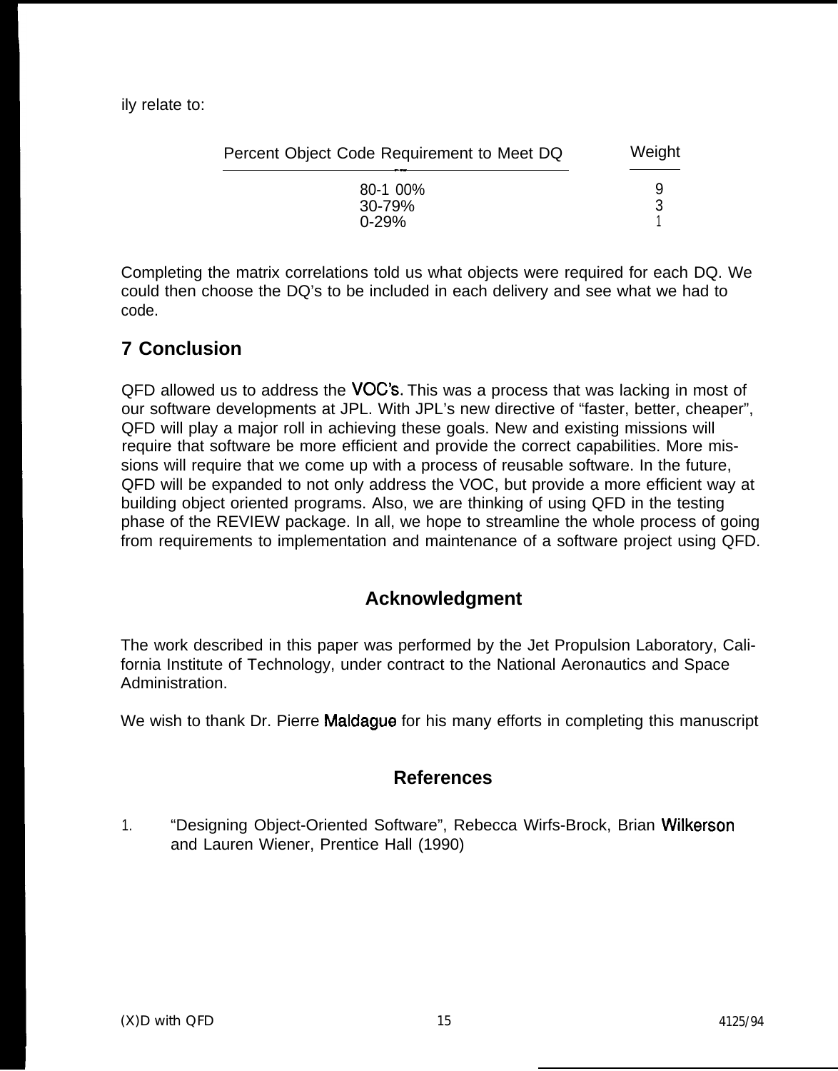ily relate to:

| Percent Object Code Requirement to Meet DQ | Weight |
|---|---|
| 80-100% | 9 |
| 30-79% | 3 |
| 0-29% | 1 |

Completing the matrix correlations told us what objects were required for each DQ. We could then choose the DQ's to be included in each delivery and see what we had to code.

## 7 Conclusion

QFD allowed us to address the VOC's. This was a process that was lacking in most of our software developments at JPL. With JPL's new directive of "faster, better, cheaper", QFD will play a major roll in achieving these goals. New and existing missions will require that software be more efficient and provide the correct capabilities. More missions will require that we come up with a process of reusable software. In the future, QFD will be expanded to not only address the VOC, but provide a more efficient way at building object oriented programs. Also, we are thinking of using QFD in the testing phase of the REVIEW package. In all, we hope to streamline the whole process of going from requirements to implementation and maintenance of a software project using QFD.

## Acknowledgment

The work described in this paper was performed by the Jet Propulsion Laboratory, California Institute of Technology, under contract to the National Aeronautics and Space Administration.

We wish to thank Dr. Pierre Maldague for his many efforts in completing this manuscript

## References

1. "Designing Object-Oriented Software", Rebecca Wirfs-Brock, Brian Wilkerson and Lauren Wiener, Prentice Hall (1990)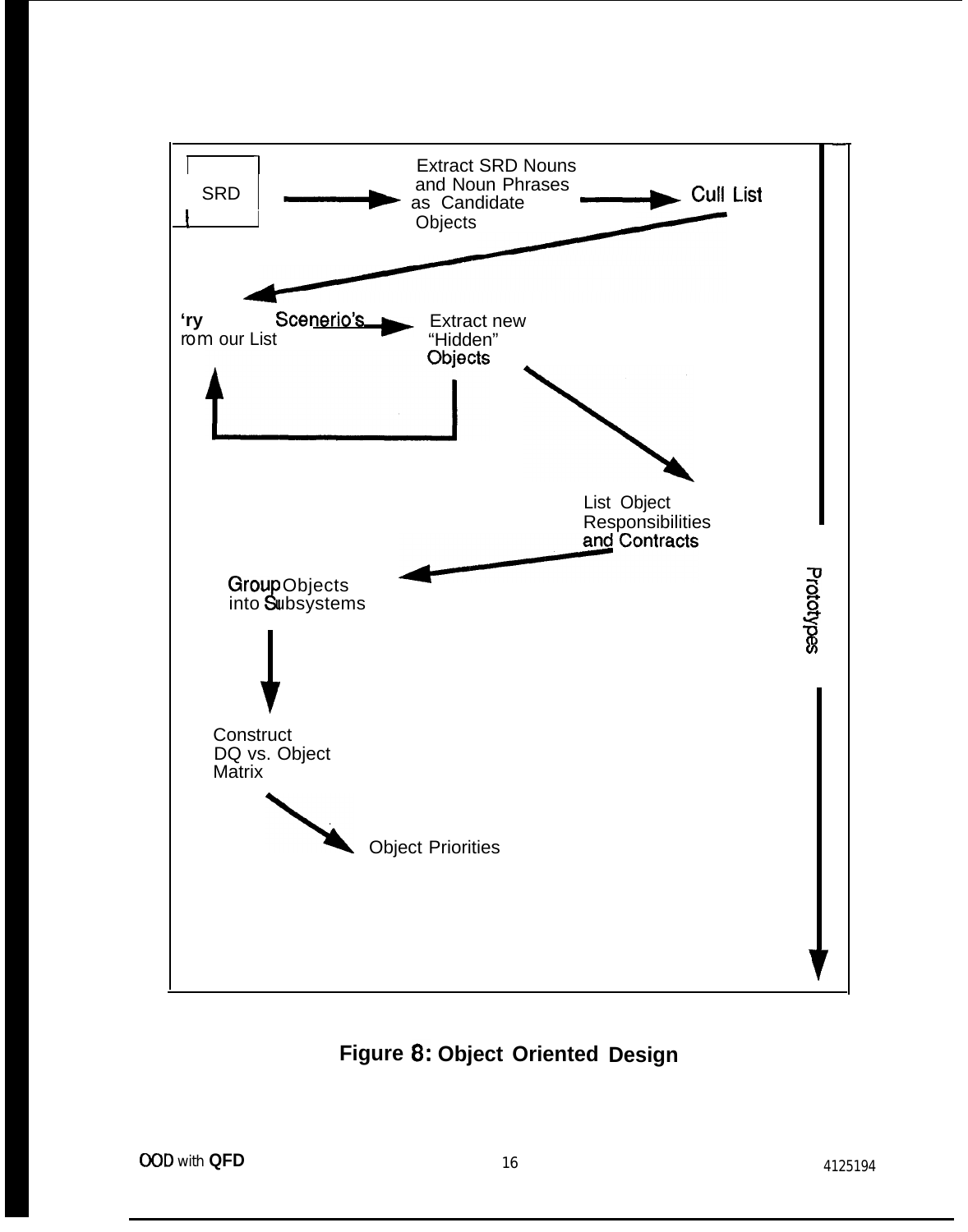SRD

Extract SRD Nouns and Noun Phrases as Candidate Objects

Cull List

'ry Scenerio's rom our List

Extract new "Hidden" Objects

List Object Responsibilities and Contracts

Group Objects into Subsystems

Construct DQ vs. Object Matrix

Object Priorities

Prototypes

**Figure 8: Object Oriented Design**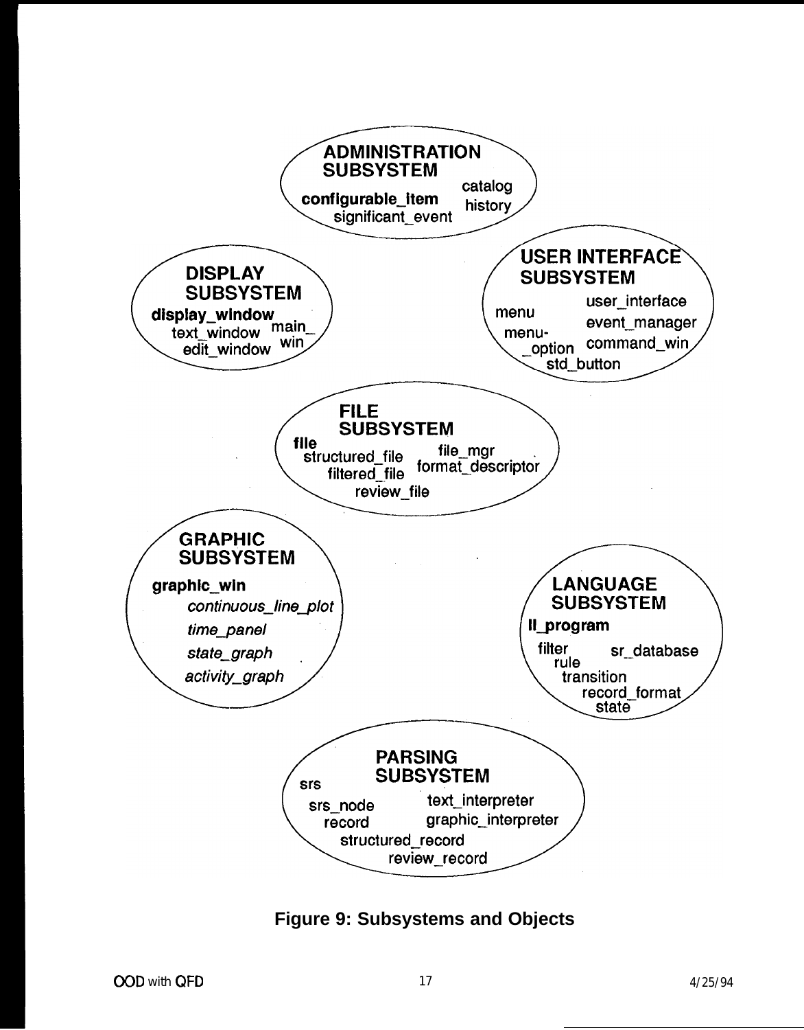**ADMINISTRATION SUBSYSTEM**

**configurable_item**
catalog
history
significant_event

**DISPLAY SUBSYSTEM**

**display_window**
text_window
edit_window
main_win

**USER INTERFACE SUBSYSTEM**

user_interface
menu
event_manager
menu_option
command_win
std_button

**FILE SUBSYSTEM**

**file**
structured_file
file_mgr
filtered_file
format_descriptor
review_file

**GRAPHIC SUBSYSTEM**

**graphic_win**
*continuous_line_plot*
*time_panel*
*state_graph*
*activity_graph*

**LANGUAGE SUBSYSTEM**

**ll_program**
filter
sr_database
rule
transition
record_format
state

**PARSING SUBSYSTEM**

srs
srs_node
text_interpreter
record
graphic_interpreter
structured_record
review_record

**Figure 9: Subsystems and Objects**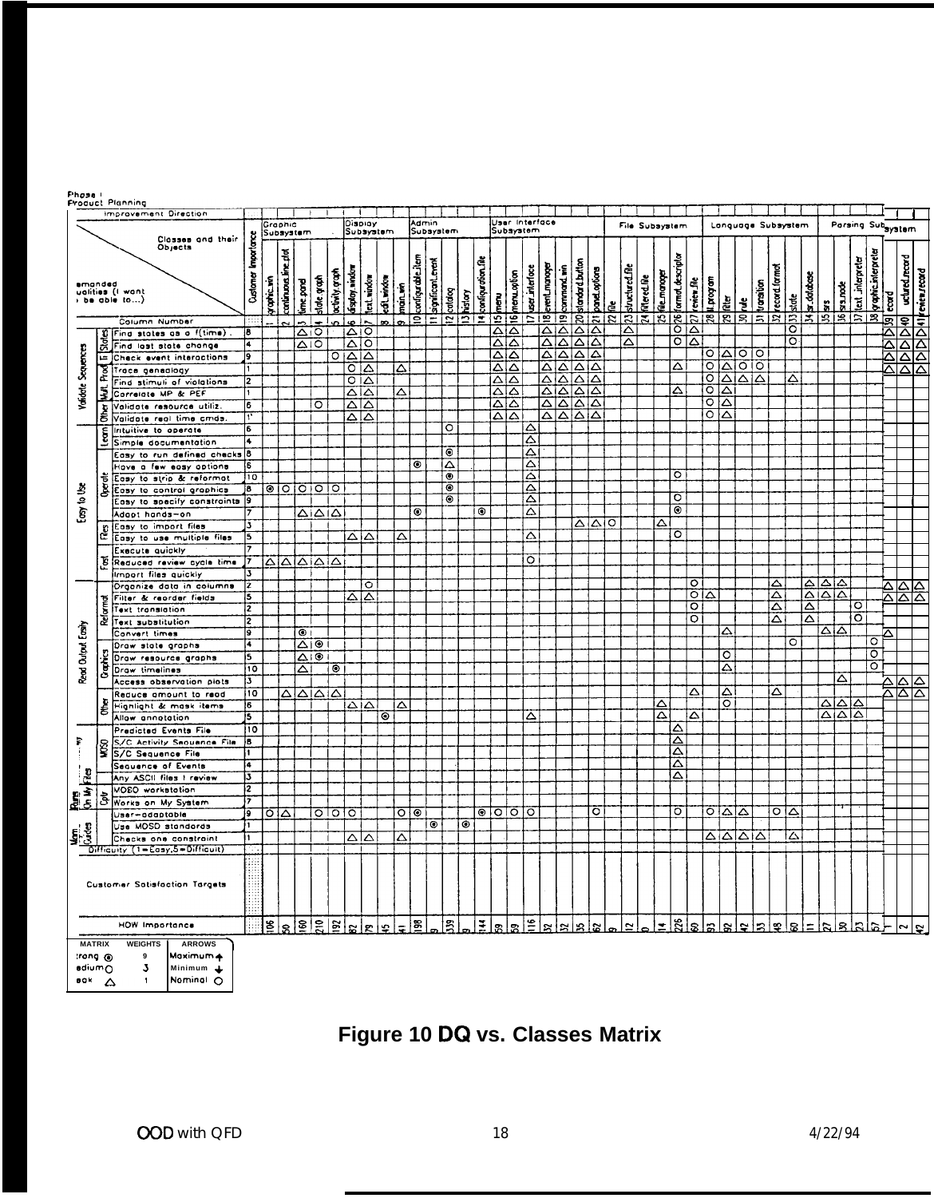Phase I
Product Planning

**Demanded Qualities (I want to be able to...) vs. Classes and their Objects**

**Improvement Direction** row and **Customer Satisfaction Targets** are unfilled. The relationship symbols in the matrix body are not reproduced here.

**Demanded qualities (rows)**

| Category | Subcategory | Demanded Quality | Customer Importance |
|---|---|---|---|
| Validate Sequences | States | Find states as a f(time) | 8 |
| | | Find last state change | 4 |
| | Ev | Check event interactions | 9 |
| | Mult. Proc | Trace genealogy | 1 |
| | | Find stimuli of violations | 2 |
| | | Correlate MP & PEF | 1 |
| | Other | Validate resource utiliz. | 6 |
| | | Validate real time cmds. | 1 |
| Easy to Use | Learn | Intuitive to operate | 6 |
| | | Simple documentation | 4 |
| | Operate | Easy to run defined checks | 8 |
| | | Have a few easy options | 6 |
| | | Easy to strip & reformat | 10 |
| | | Easy to control graphics | 8 |
| | | Easy to specify constraints | 9 |
| | | Adapt hands-on | 7 |
| | Files | Easy to import files | 3 |
| | | Easy to use multiple files | 5 |
| | Fast | Execute quickly | 7 |
| | | Reduced review cycle time | 7 |
| | | Import files quickly | 3 |
| Read Output Easily | Reformat | Organize data in columns | 2 |
| | | Filter & reorder fields | 5 |
| | | Text translation | 2 |
| | | Text substitution | 2 |
| | | Convert times | 9 |
| | Graphics | Draw state graphs | 4 |
| | | Draw resource graphs | 5 |
| | | Draw timelines | 10 |
| | | Access observation plots | 3 |
| | Other | Reduce amount to read | 10 |
| | | Highlight & mask items | 6 |
| | | Allow annotation | 5 |
| Works On My Files | MOSO | Predicted Events File | 10 |
| | | S/C Activity Sequence File | 8 |
| | | S/C Sequence File | 1 |
| | | Sequence of Events | 4 |
| | | Any ASCII files I review | 3 |
| Runs On My Files | Cptr | VOSO workstation | 2 |
| | | Works on My System | 7 |
| | | User-adaptable | 9 |
| Mgmt. Guides | | Use MOSD standards | 1 |
| | | Checks one constraint | 1 |

Difficulty (1=Easy, 5=Difficult)

**Classes and their objects (columns)**

| Column Number | Subsystem | Object | HOW Importance |
|---|---|---|---|
| 1 | Graphic Subsystem | graphic.win | 106 |
| 2 | | continuous_line_plot | 50 |
| 3 | | time_panel | 160 |
| 4 | | state_graph | 210 |
| 5 | | activity_graph | 192 |
| 6 | Display Subsystem | display_window | 82 |
| 7 | | text_window | 79 |
| 8 | | edit_window | 45 |
| 9 | | main_win | 41 |
| 10 | Admin Subsystem | configurable_item | 198 |
| 11 | | significant_event | 9 |
| 12 | | catalog | 339 |
| 13 | | history | 9 |
| 14 | | configuration_file | 144 |
| 15 | User Interface Subsystem | menu | 59 |
| 16 | | menu_option | 59 |
| 17 | | user_interface | 116 |
| 18 | | event_manager | 32 |
| 19 | | command_win | 32 |
| 20 | | standard_button | 35 |
| 21 | | panel_options | 62 |
| 22 | File Subsystem | file | 9 |
| 23 | | structured_file | 12 |
| 24 | | filtered_file | 0 |
| 25 | | file_manager | 14 |
| 26 | | format_descriptor | 226 |
| 27 | | review_file | 60 |
| 28 | Language Subsystem | lil_program | 93 |
| 29 | | filter | 92 |
| 30 | | rule | 42 |
| 31 | | translation | 33 |
| 32 | | record_format | 48 |
| 33 | | state | 60 |
| 34 | | sr_database | 11 |
| 35 | Parsing Subsystem | srs | 27 |
| 36 | | srs_node | 30 |
| 37 | | text_interpreter | 23 |
| 38 | | graphic_interpreter | 57 |
| 39 | | record | 1 |
| 40 | | uctured_record | 2 |
| 41 | | review_record | 42 |

| MATRIX | WEIGHTS | ARROWS |
|---|---|---|
| Strong ◎ | 9 | Maximum ↑ |
| Medium ○ | 3 | Minimum ↓ |
| Weak △ | 1 | Nominal ○ |

**Figure 10 DQ vs. Classes Matrix**